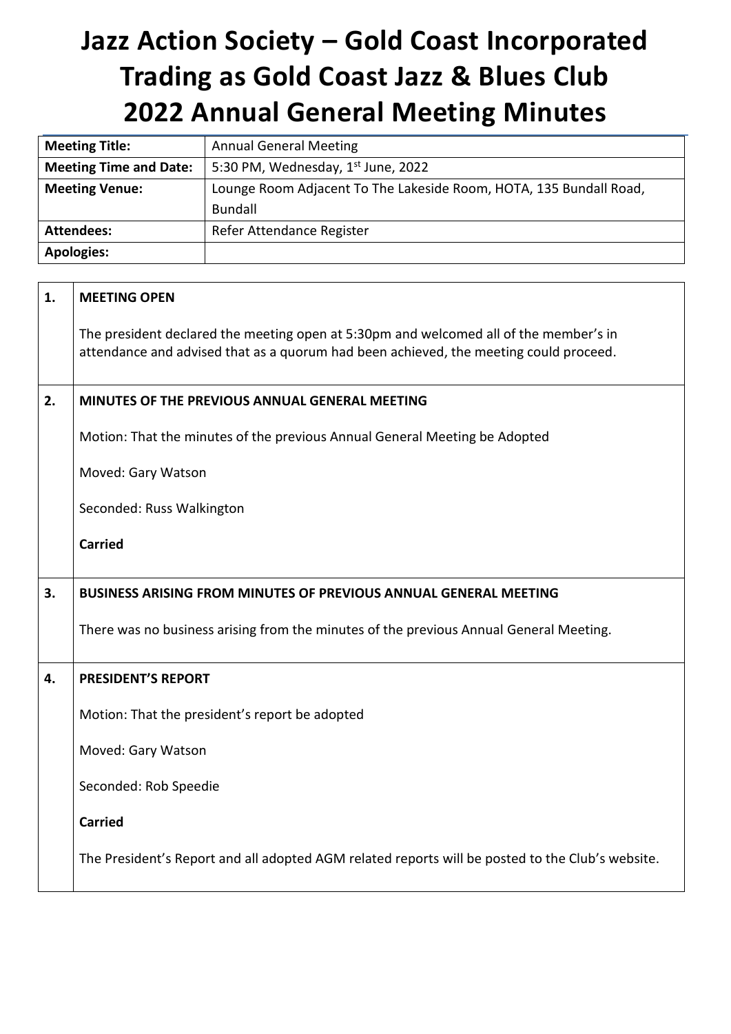# Jazz Action Society – Gold Coast Incorporated Trading as Gold Coast Jazz & Blues Club 2022 Annual General Meeting Minutes

| | |
|---|---|
| **Meeting Title:** | Annual General Meeting |
| **Meeting Time and Date:** | 5:30 PM, Wednesday, 1st June, 2022 |
| **Meeting Venue:** | Lounge Room Adjacent To The Lakeside Room, HOTA, 135 Bundall Road, Bundall |
| **Attendees:** | Refer Attendance Register |
| **Apologies:** | |

**1. MEETING OPEN**

The president declared the meeting open at 5:30pm and welcomed all of the member's in attendance and advised that as a quorum had been achieved, the meeting could proceed.

**2. MINUTES OF THE PREVIOUS ANNUAL GENERAL MEETING**

Motion: That the minutes of the previous Annual General Meeting be Adopted

Moved: Gary Watson

Seconded: Russ Walkington

**Carried**

**3. BUSINESS ARISING FROM MINUTES OF PREVIOUS ANNUAL GENERAL MEETING**

There was no business arising from the minutes of the previous Annual General Meeting.

**4. PRESIDENT'S REPORT**

Motion: That the president's report be adopted

Moved: Gary Watson

Seconded: Rob Speedie

**Carried**

The President's Report and all adopted AGM related reports will be posted to the Club's website.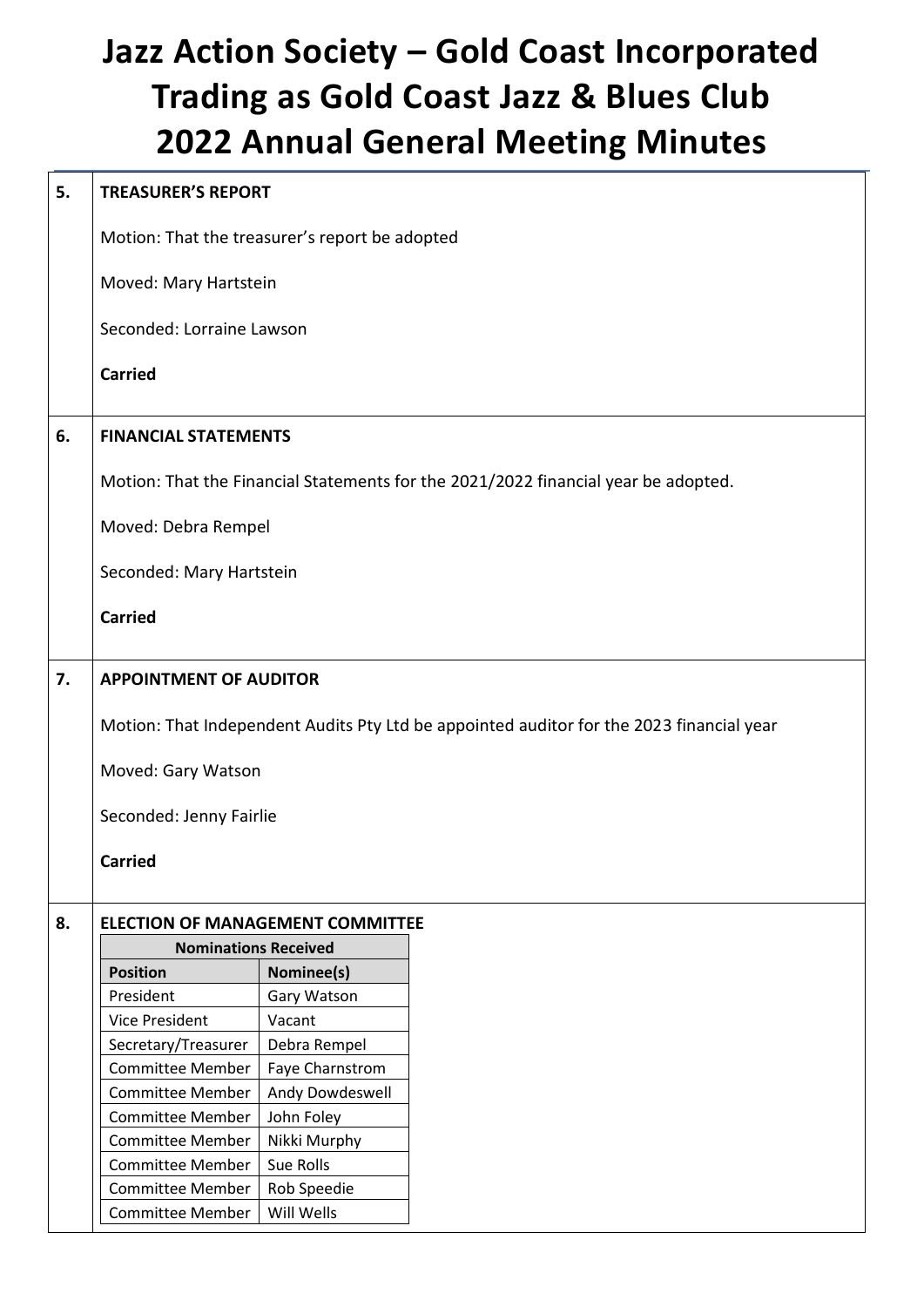# Jazz Action Society – Gold Coast Incorporated
# Trading as Gold Coast Jazz & Blues Club
# 2022 Annual General Meeting Minutes

## 5. TREASURER'S REPORT

Motion: That the treasurer's report be adopted

Moved: Mary Hartstein

Seconded: Lorraine Lawson

**Carried**

## 6. FINANCIAL STATEMENTS

Motion: That the Financial Statements for the 2021/2022 financial year be adopted.

Moved: Debra Rempel

Seconded: Mary Hartstein

**Carried**

## 7. APPOINTMENT OF AUDITOR

Motion: That Independent Audits Pty Ltd be appointed auditor for the 2023 financial year

Moved: Gary Watson

Seconded: Jenny Fairlie

**Carried**

## 8. ELECTION OF MANAGEMENT COMMITTEE

| Nominations Received | |
|---|---|
| **Position** | **Nominee(s)** |
| President | Gary Watson |
| Vice President | Vacant |
| Secretary/Treasurer | Debra Rempel |
| Committee Member | Faye Charnstrom |
| Committee Member | Andy Dowdeswell |
| Committee Member | John Foley |
| Committee Member | Nikki Murphy |
| Committee Member | Sue Rolls |
| Committee Member | Rob Speedie |
| Committee Member | Will Wells |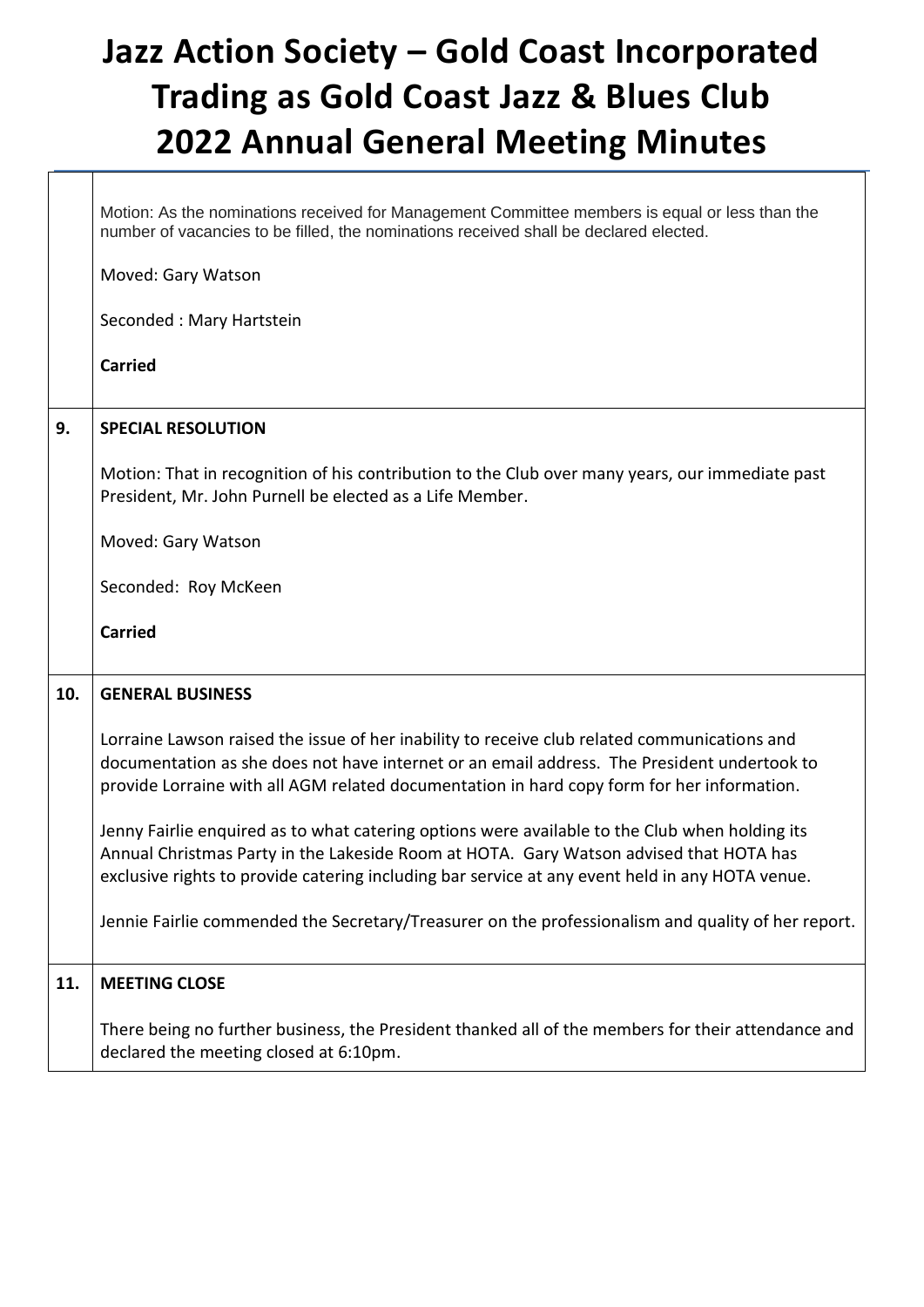# Jazz Action Society – Gold Coast Incorporated Trading as Gold Coast Jazz & Blues Club 2022 Annual General Meeting Minutes

| | |
|---|---|
| | Motion: As the nominations received for Management Committee members is equal or less than the number of vacancies to be filled, the nominations received shall be declared elected.<br><br>Moved: Gary Watson<br><br>Seconded : Mary Hartstein<br><br>**Carried** |
| **9.** | **SPECIAL RESOLUTION**<br><br>Motion: That in recognition of his contribution to the Club over many years, our immediate past President, Mr. John Purnell be elected as a Life Member.<br><br>Moved: Gary Watson<br><br>Seconded: Roy McKeen<br><br>**Carried** |
| **10.** | **GENERAL BUSINESS**<br><br>Lorraine Lawson raised the issue of her inability to receive club related communications and documentation as she does not have internet or an email address. The President undertook to provide Lorraine with all AGM related documentation in hard copy form for her information.<br><br>Jenny Fairlie enquired as to what catering options were available to the Club when holding its Annual Christmas Party in the Lakeside Room at HOTA. Gary Watson advised that HOTA has exclusive rights to provide catering including bar service at any event held in any HOTA venue.<br><br>Jennie Fairlie commended the Secretary/Treasurer on the professionalism and quality of her report. |
| **11.** | **MEETING CLOSE**<br><br>There being no further business, the President thanked all of the members for their attendance and declared the meeting closed at 6:10pm. |